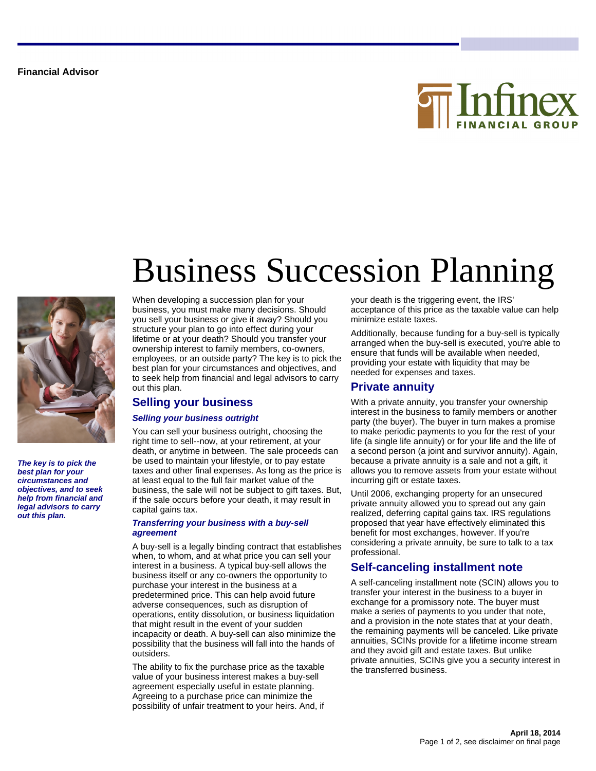Financial Advisor

# Business Succession Planning

*The key is to pick the best plan for your circumstances and objectives, and to seek help from financial and legal advisors to carry out this plan.*

When developing a succession plan for your business, you must make many decisions. Should you sell your business or give it away? Should you structure your plan to go into effect during your lifetime or at your death? Should you transfer your ownership interest to family members, co-owners, employees, or an outside party? The key is to pick the best plan for your circumstances and objectives, and to seek help from financial and legal advisors to carry out this plan.

## Selling your business

### Selling your business outright

You can sell your business outright, choosing the right time to sell--now, at your retirement, at your death, or anytime in between. The sale proceeds can be used to maintain your lifestyle, or to pay estate taxes and other final expenses. As long as the price is at least equal to the full fair market value of the business, the sale will not be subject to gift taxes. But, if the sale occurs before your death, it may result in capital gains tax.

### Transferring your business with a buy-sell agreement

A buy-sell is a legally binding contract that establishes when, to whom, and at what price you can sell your interest in a business. A typical buy-sell allows the business itself or any co-owners the opportunity to purchase your interest in the business at a predetermined price. This can help avoid future adverse consequences, such as disruption of operations, entity dissolution, or business liquidation that might result in the event of your sudden incapacity or death. A buy-sell can also minimize the possibility that the business will fall into the hands of outsiders.

The ability to fix the purchase price as the taxable value of your business interest makes a buy-sell agreement especially useful in estate planning. Agreeing to a purchase price can minimize the possibility of unfair treatment to your heirs. And, if your death is the triggering event, the IRS' acceptance of this price as the taxable value can help minimize estate taxes.

Additionally, because funding for a buy-sell is typically arranged when the buy-sell is executed, you're able to ensure that funds will be available when needed, providing your estate with liquidity that may be needed for expenses and taxes.

## Private annuity

With a private annuity, you transfer your ownership interest in the business to family members or another party (the buyer). The buyer in turn makes a promise to make periodic payments to you for the rest of your life (a single life annuity) or for your life and the life of a second person (a joint and survivor annuity). Again, because a private annuity is a sale and not a gift, it allows you to remove assets from your estate without incurring gift or estate taxes.

Until 2006, exchanging property for an unsecured private annuity allowed you to spread out any gain realized, deferring capital gains tax. IRS regulations proposed that year have effectively eliminated this benefit for most exchanges, however. If you're considering a private annuity, be sure to talk to a tax professional.

## Self-canceling installment note

A self-canceling installment note (SCIN) allows you to transfer your interest in the business to a buyer in exchange for a promissory note. The buyer must make a series of payments to you under that note, and a provision in the note states that at your death, the remaining payments will be canceled. Like private annuities, SCINs provide for a lifetime income stream and they avoid gift and estate taxes. But unlike private annuities, SCINs give you a security interest in the transferred business.

**April 18, 2014**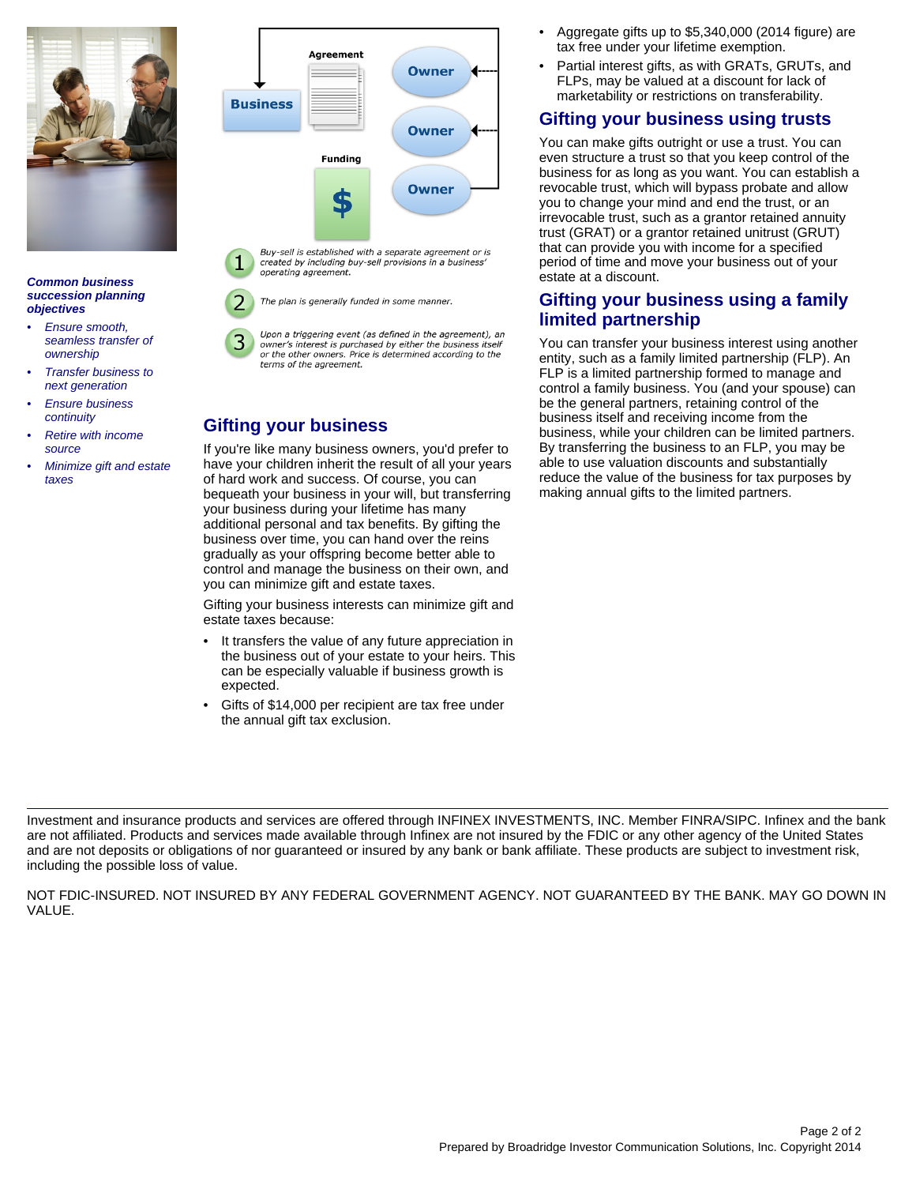***Common business succession planning objectives***

- *Ensure smooth, seamless transfer of ownership*
- *Transfer business to next generation*
- *Ensure business continuity*
- *Retire with income source*
- *Minimize gift and estate taxes*

Agreement

Business

Owner

Owner

Owner

Funding

$

1 *Buy-sell is established with a separate agreement or is created by including buy-sell provisions in a business' operating agreement.*

2 *The plan is generally funded in some manner.*

3 *Upon a triggering event (as defined in the agreement), an owner's interest is purchased by either the business itself or the other owners. Price is determined according to the terms of the agreement.*

## Gifting your business

If you're like many business owners, you'd prefer to have your children inherit the result of all your years of hard work and success. Of course, you can bequeath your business in your will, but transferring your business during your lifetime has many additional personal and tax benefits. By gifting the business over time, you can hand over the reins gradually as your offspring become better able to control and manage the business on their own, and you can minimize gift and estate taxes.

Gifting your business interests can minimize gift and estate taxes because:

- It transfers the value of any future appreciation in the business out of your estate to your heirs. This can be especially valuable if business growth is expected.
- Gifts of $14,000 per recipient are tax free under the annual gift tax exclusion.
- Aggregate gifts up to $5,340,000 (2014 figure) are tax free under your lifetime exemption.
- Partial interest gifts, as with GRATs, GRUTs, and FLPs, may be valued at a discount for lack of marketability or restrictions on transferability.

## Gifting your business using trusts

You can make gifts outright or use a trust. You can even structure a trust so that you keep control of the business for as long as you want. You can establish a revocable trust, which will bypass probate and allow you to change your mind and end the trust, or an irrevocable trust, such as a grantor retained annuity trust (GRAT) or a grantor retained unitrust (GRUT) that can provide you with income for a specified period of time and move your business out of your estate at a discount.

## Gifting your business using a family limited partnership

You can transfer your business interest using another entity, such as a family limited partnership (FLP). An FLP is a limited partnership formed to manage and control a family business. You (and your spouse) can be the general partners, retaining control of the business itself and receiving income from the business, while your children can be limited partners. By transferring the business to an FLP, you may be able to use valuation discounts and substantially reduce the value of the business for tax purposes by making annual gifts to the limited partners.

---

Investment and insurance products and services are offered through INFINEX INVESTMENTS, INC. Member FINRA/SIPC. Infinex and the bank are not affiliated. Products and services made available through Infinex are not insured by the FDIC or any other agency of the United States and are not deposits or obligations of nor guaranteed or insured by any bank or bank affiliate. These products are subject to investment risk, including the possible loss of value.

NOT FDIC-INSURED. NOT INSURED BY ANY FEDERAL GOVERNMENT AGENCY. NOT GUARANTEED BY THE BANK. MAY GO DOWN IN VALUE.

Prepared by Broadridge Investor Communication Solutions, Inc. Copyright 2014